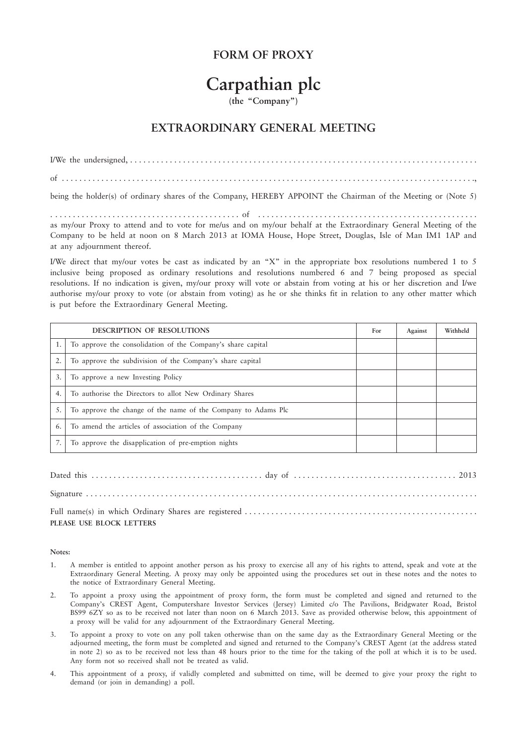## FORM OF PROXY

# Carpathian plc

(the "Company")

## EXTRAORDINARY GENERAL MEETING

I/We the undersigned, . . . . . . . . . . . . . . . . . . . . . . . . . . . . . . . . . . . . . . . . . . . . . . . . . . . . . . . . . . . . . . . . . . . . . . . . . . . . .

of . . . . . . . . . . . . . . . . . . . . . . . . . . . . . . . . . . . . . . . . . . . . . . . . . . . . . . . . . . . . . . . . . . . . . . . . . . . . . . . . . . . . . . . . .,

being the holder(s) of ordinary shares of the Company, HEREBY APPOINT the Chairman of the Meeting or (Note 5)

. . . . . . . . . . . . . . . . . . . . . . . . . . . . . . . . . . . . . . . . . . of . . . . . . . . . . . . . . . . . . . . . . . . . . . . . . . . . . . . . . . . . . . . . . .
as my/our Proxy to attend and to vote for me/us and on my/our behalf at the Extraordinary General Meeting of the Company to be held at noon on 8 March 2013 at IOMA House, Hope Street, Douglas, Isle of Man IM1 1AP and at any adjournment thereof.

I/We direct that my/our votes be cast as indicated by an "X" in the appropriate box resolutions numbered 1 to 5 inclusive being proposed as ordinary resolutions and resolutions numbered 6 and 7 being proposed as special resolutions. If no indication is given, my/our proxy will vote or abstain from voting at his or her discretion and I/we authorise my/our proxy to vote (or abstain from voting) as he or she thinks fit in relation to any other matter which is put before the Extraordinary General Meeting.

| | DESCRIPTION OF RESOLUTIONS | For | Against | Withheld |
|---|---|---|---|---|
| 1. | To approve the consolidation of the Company's share capital | | | |
| 2. | To approve the subdivision of the Company's share capital | | | |
| 3. | To approve a new Investing Policy | | | |
| 4. | To authorise the Directors to allot New Ordinary Shares | | | |
| 5. | To approve the change of the name of the Company to Adams Plc | | | |
| 6. | To amend the articles of association of the Company | | | |
| 7. | To approve the disapplication of pre-emption nights | | | |

Dated this . . . . . . . . . . . . . . . . . . . . . . . . . . . . . . . . . . . . . . day of . . . . . . . . . . . . . . . . . . . . . . . . . . . . . . . . . . . . 2013

Signature . . . . . . . . . . . . . . . . . . . . . . . . . . . . . . . . . . . . . . . . . . . . . . . . . . . . . . . . . . . . . . . . . . . . . . . . . . . . . . . . . . . .

Full name(s) in which Ordinary Shares are registered . . . . . . . . . . . . . . . . . . . . . . . . . . . . . . . . . . . . . . . . . . . . . . . . . . . .
**PLEASE USE BLOCK LETTERS**

**Notes:**

1. A member is entitled to appoint another person as his proxy to exercise all any of his rights to attend, speak and vote at the Extraordinary General Meeting. A proxy may only be appointed using the procedures set out in these notes and the notes to the notice of Extraordinary General Meeting.

2. To appoint a proxy using the appointment of proxy form, the form must be completed and signed and returned to the Company's CREST Agent, Computershare Investor Services (Jersey) Limited c/o The Pavilions, Bridgwater Road, Bristol BS99 6ZY so as to be received not later than noon on 6 March 2013. Save as provided otherwise below, this appointment of a proxy will be valid for any adjournment of the Extraordinary General Meeting.

3. To appoint a proxy to vote on any poll taken otherwise than on the same day as the Extraordinary General Meeting or the adjourned meeting, the form must be completed and signed and returned to the Company's CREST Agent (at the address stated in note 2) so as to be received not less than 48 hours prior to the time for the taking of the poll at which it is to be used. Any form not so received shall not be treated as valid.

4. This appointment of a proxy, if validly completed and submitted on time, will be deemed to give your proxy the right to demand (or join in demanding) a poll.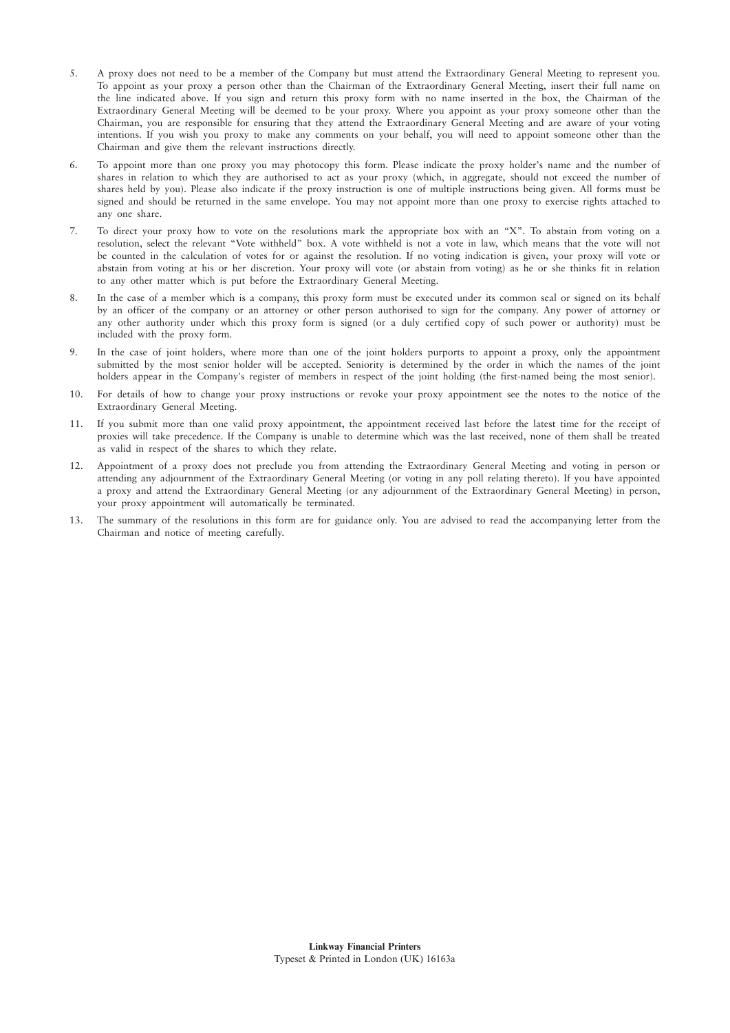5. A proxy does not need to be a member of the Company but must attend the Extraordinary General Meeting to represent you. To appoint as your proxy a person other than the Chairman of the Extraordinary General Meeting, insert their full name on the line indicated above. If you sign and return this proxy form with no name inserted in the box, the Chairman of the Extraordinary General Meeting will be deemed to be your proxy. Where you appoint as your proxy someone other than the Chairman, you are responsible for ensuring that they attend the Extraordinary General Meeting and are aware of your voting intentions. If you wish you proxy to make any comments on your behalf, you will need to appoint someone other than the Chairman and give them the relevant instructions directly.

6. To appoint more than one proxy you may photocopy this form. Please indicate the proxy holder's name and the number of shares in relation to which they are authorised to act as your proxy (which, in aggregate, should not exceed the number of shares held by you). Please also indicate if the proxy instruction is one of multiple instructions being given. All forms must be signed and should be returned in the same envelope. You may not appoint more than one proxy to exercise rights attached to any one share.

7. To direct your proxy how to vote on the resolutions mark the appropriate box with an "X". To abstain from voting on a resolution, select the relevant "Vote withheld" box. A vote withheld is not a vote in law, which means that the vote will not be counted in the calculation of votes for or against the resolution. If no voting indication is given, your proxy will vote or abstain from voting at his or her discretion. Your proxy will vote (or abstain from voting) as he or she thinks fit in relation to any other matter which is put before the Extraordinary General Meeting.

8. In the case of a member which is a company, this proxy form must be executed under its common seal or signed on its behalf by an officer of the company or an attorney or other person authorised to sign for the company. Any power of attorney or any other authority under which this proxy form is signed (or a duly certified copy of such power or authority) must be included with the proxy form.

9. In the case of joint holders, where more than one of the joint holders purports to appoint a proxy, only the appointment submitted by the most senior holder will be accepted. Seniority is determined by the order in which the names of the joint holders appear in the Company's register of members in respect of the joint holding (the first-named being the most senior).

10. For details of how to change your proxy instructions or revoke your proxy appointment see the notes to the notice of the Extraordinary General Meeting.

11. If you submit more than one valid proxy appointment, the appointment received last before the latest time for the receipt of proxies will take precedence. If the Company is unable to determine which was the last received, none of them shall be treated as valid in respect of the shares to which they relate.

12. Appointment of a proxy does not preclude you from attending the Extraordinary General Meeting and voting in person or attending any adjournment of the Extraordinary General Meeting (or voting in any poll relating thereto). If you have appointed a proxy and attend the Extraordinary General Meeting (or any adjournment of the Extraordinary General Meeting) in person, your proxy appointment will automatically be terminated.

13. The summary of the resolutions in this form are for guidance only. You are advised to read the accompanying letter from the Chairman and notice of meeting carefully.

**Linkway Financial Printers**
Typeset & Printed in London (UK) 16163a